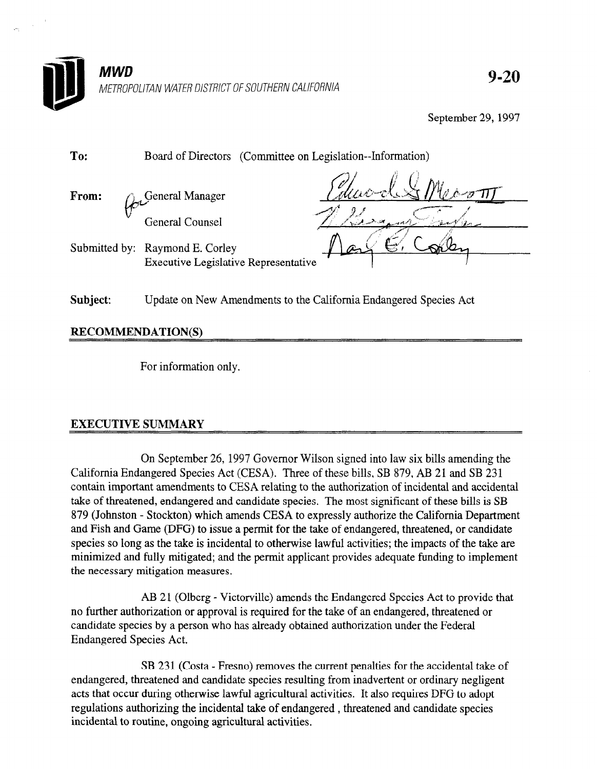**MWD**

*METROPOLITAN WATER DISTRICT OF SOUTHERN CALIFORNIA*

**9-20**

September 29, 1997

**To:** Board of Directors (Committee on Legislation--Information)

**From:** General Manager

General Counsel

Submitted by: Raymond E. Corley
Executive Legislative Representative

**Subject:** Update on New Amendments to the California Endangered Species Act

## RECOMMENDATION(S)

For information only.

## EXECUTIVE SUMMARY

On September 26, 1997 Governor Wilson signed into law six bills amending the California Endangered Species Act (CESA). Three of these bills, SB 879, AB 21 and SB 231 contain important amendments to CESA relating to the authorization of incidental and accidental take of threatened, endangered and candidate species. The most significant of these bills is SB 879 (Johnston - Stockton) which amends CESA to expressly authorize the California Department and Fish and Game (DFG) to issue a permit for the take of endangered, threatened, or candidate species so long as the take is incidental to otherwise lawful activities; the impacts of the take are minimized and fully mitigated; and the permit applicant provides adequate funding to implement the necessary mitigation measures.

AB 21 (Olberg - Victorville) amends the Endangered Species Act to provide that no further authorization or approval is required for the take of an endangered, threatened or candidate species by a person who has already obtained authorization under the Federal Endangered Species Act.

SB 231 (Costa - Fresno) removes the current penalties for the accidental take of endangered, threatened and candidate species resulting from inadvertent or ordinary negligent acts that occur during otherwise lawful agricultural activities. It also requires DFG to adopt regulations authorizing the incidental take of endangered , threatened and candidate species incidental to routine, ongoing agricultural activities.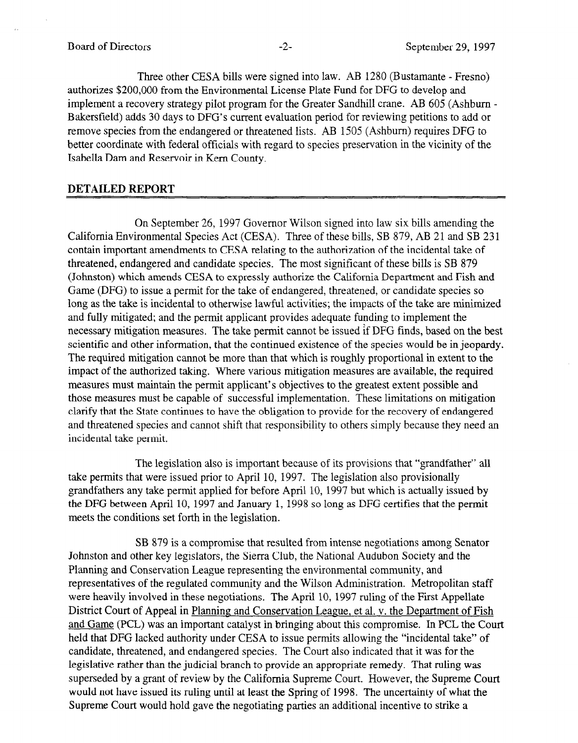Three other CESA bills were signed into law. AB 1280 (Bustamante - Fresno) authorizes $200,000 from the Environmental License Plate Fund for DFG to develop and implement a recovery strategy pilot program for the Greater Sandhill crane. AB 605 (Ashburn - Bakersfield) adds 30 days to DFG's current evaluation period for reviewing petitions to add or remove species from the endangered or threatened lists. AB 1505 (Ashburn) requires DFG to better coordinate with federal officials with regard to species preservation in the vicinity of the Isabella Dam and Reservoir in Kern County.

## DETAILED REPORT

On September 26, 1997 Governor Wilson signed into law six bills amending the California Environmental Species Act (CESA). Three of these bills, SB 879, AB 21 and SB 231 contain important amendments to CESA relating to the authorization of the incidental take of threatened, endangered and candidate species. The most significant of these bills is SB 879 (Johnston) which amends CESA to expressly authorize the California Department and Fish and Game (DFG) to issue a permit for the take of endangered, threatened, or candidate species so long as the take is incidental to otherwise lawful activities; the impacts of the take are minimized and fully mitigated; and the permit applicant provides adequate funding to implement the necessary mitigation measures. The take permit cannot be issued if DFG finds, based on the best scientific and other information, that the continued existence of the species would be in jeopardy. The required mitigation cannot be more than that which is roughly proportional in extent to the impact of the authorized taking. Where various mitigation measures are available, the required measures must maintain the permit applicant's objectives to the greatest extent possible and those measures must be capable of successful implementation. These limitations on mitigation clarify that the State continues to have the obligation to provide for the recovery of endangered and threatened species and cannot shift that responsibility to others simply because they need an incidental take permit.

The legislation also is important because of its provisions that "grandfather" all take permits that were issued prior to April 10, 1997. The legislation also provisionally grandfathers any take permit applied for before April 10, 1997 but which is actually issued by the DFG between April 10, 1997 and January 1, 1998 so long as DFG certifies that the permit meets the conditions set forth in the legislation.

SB 879 is a compromise that resulted from intense negotiations among Senator Johnston and other key legislators, the Sierra Club, the National Audubon Society and the Planning and Conservation League representing the environmental community, and representatives of the regulated community and the Wilson Administration. Metropolitan staff were heavily involved in these negotiations. The April 10, 1997 ruling of the First Appellate District Court of Appeal in Planning and Conservation League, et al. v. the Department of Fish and Game (PCL) was an important catalyst in bringing about this compromise. In PCL the Court held that DFG lacked authority under CESA to issue permits allowing the "incidental take" of candidate, threatened, and endangered species. The Court also indicated that it was for the legislative rather than the judicial branch to provide an appropriate remedy. That ruling was superseded by a grant of review by the California Supreme Court. However, the Supreme Court would not have issued its ruling until at least the Spring of 1998. The uncertainty of what the Supreme Court would hold gave the negotiating parties an additional incentive to strike a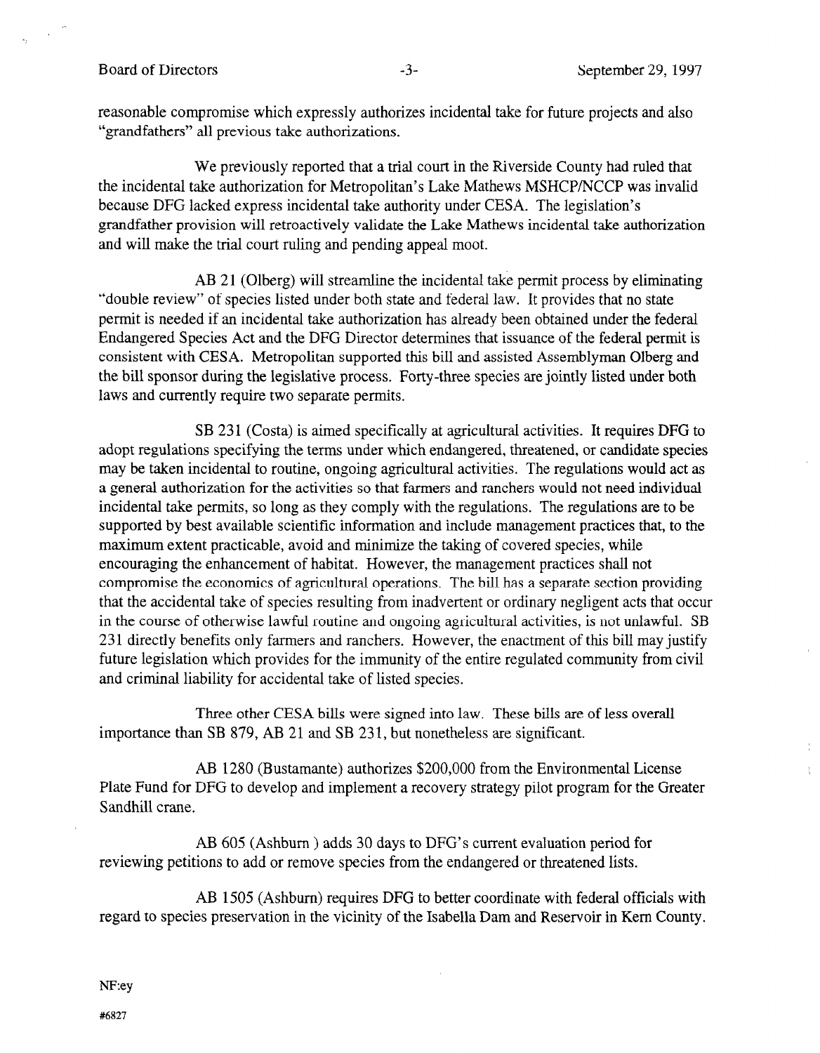reasonable compromise which expressly authorizes incidental take for future projects and also "grandfathers" all previous take authorizations.

We previously reported that a trial court in the Riverside County had ruled that the incidental take authorization for Metropolitan's Lake Mathews MSHCP/NCCP was invalid because DFG lacked express incidental take authority under CESA. The legislation's grandfather provision will retroactively validate the Lake Mathews incidental take authorization and will make the trial court ruling and pending appeal moot.

AB 21 (Olberg) will streamline the incidental take permit process by eliminating "double review" of species listed under both state and federal law. It provides that no state permit is needed if an incidental take authorization has already been obtained under the federal Endangered Species Act and the DFG Director determines that issuance of the federal permit is consistent with CESA. Metropolitan supported this bill and assisted Assemblyman Olberg and the bill sponsor during the legislative process. Forty-three species are jointly listed under both laws and currently require two separate permits.

SB 231 (Costa) is aimed specifically at agricultural activities. It requires DFG to adopt regulations specifying the terms under which endangered, threatened, or candidate species may be taken incidental to routine, ongoing agricultural activities. The regulations would act as a general authorization for the activities so that farmers and ranchers would not need individual incidental take permits, so long as they comply with the regulations. The regulations are to be supported by best available scientific information and include management practices that, to the maximum extent practicable, avoid and minimize the taking of covered species, while encouraging the enhancement of habitat. However, the management practices shall not compromise the economics of agricultural operations. The bill has a separate section providing that the accidental take of species resulting from inadvertent or ordinary negligent acts that occur in the course of otherwise lawful routine and ongoing agricultural activities, is not unlawful. SB 231 directly benefits only farmers and ranchers. However, the enactment of this bill may justify future legislation which provides for the immunity of the entire regulated community from civil and criminal liability for accidental take of listed species.

Three other CESA bills were signed into law. These bills are of less overall importance than SB 879, AB 21 and SB 231, but nonetheless are significant.

AB 1280 (Bustamante) authorizes $200,000 from the Environmental License Plate Fund for DFG to develop and implement a recovery strategy pilot program for the Greater Sandhill crane.

AB 605 (Ashburn ) adds 30 days to DFG's current evaluation period for reviewing petitions to add or remove species from the endangered or threatened lists.

AB 1505 (Ashburn) requires DFG to better coordinate with federal officials with regard to species preservation in the vicinity of the Isabella Dam and Reservoir in Kern County.

NF:ey

#6827